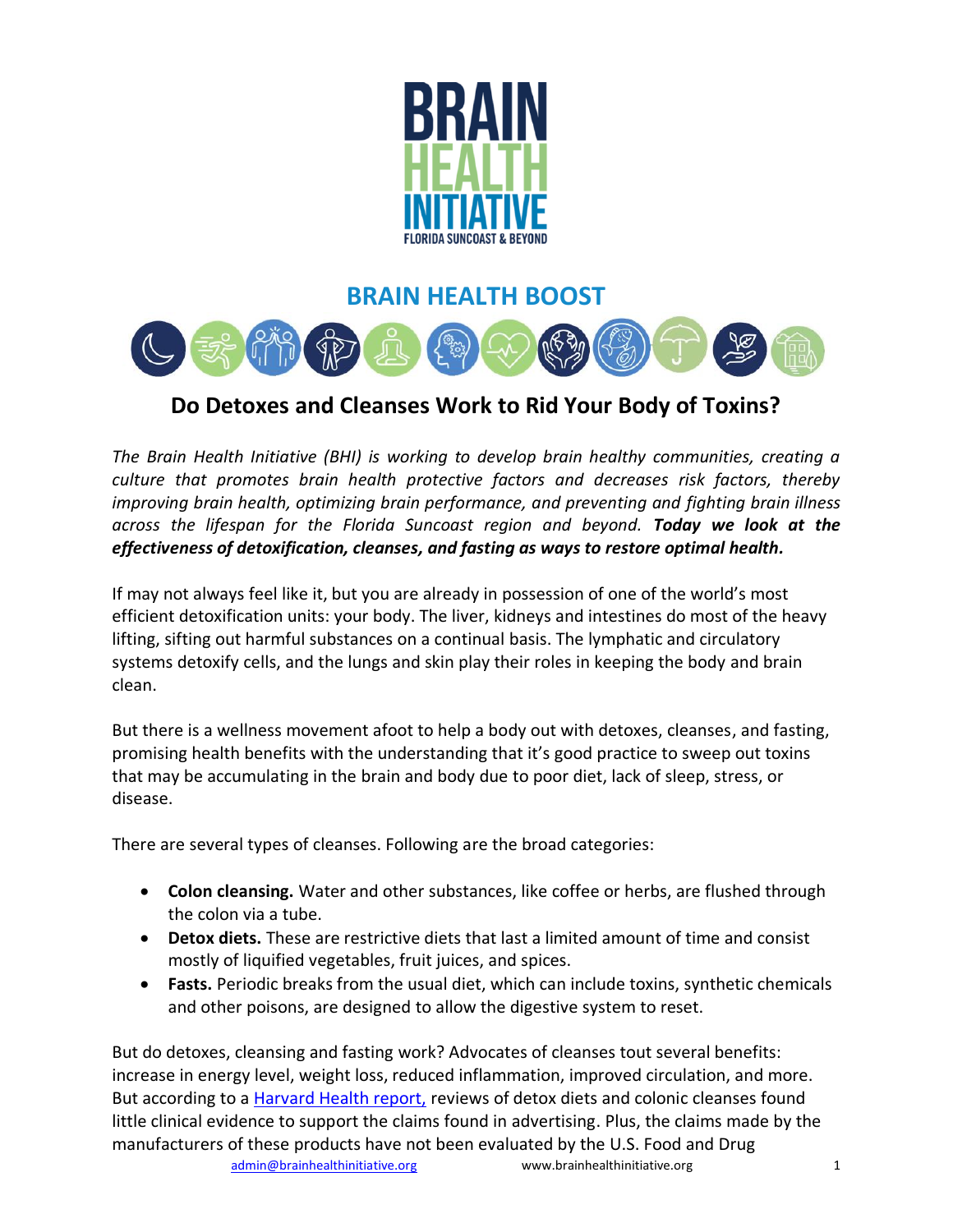# BRAIN HEALTH INITIATIVE

FLORIDA SUNCOAST & BEYOND

## BRAIN HEALTH BOOST

## Do Detoxes and Cleanses Work to Rid Your Body of Toxins?

*The Brain Health Initiative (BHI) is working to develop brain healthy communities, creating a culture that promotes brain health protective factors and decreases risk factors, thereby improving brain health, optimizing brain performance, and preventing and fighting brain illness across the lifespan for the Florida Suncoast region and beyond.* ***Today we look at the effectiveness of detoxification, cleanses, and fasting as ways to restore optimal health.***

If may not always feel like it, but you are already in possession of one of the world's most efficient detoxification units: your body. The liver, kidneys and intestines do most of the heavy lifting, sifting out harmful substances on a continual basis. The lymphatic and circulatory systems detoxify cells, and the lungs and skin play their roles in keeping the body and brain clean.

But there is a wellness movement afoot to help a body out with detoxes, cleanses, and fasting, promising health benefits with the understanding that it's good practice to sweep out toxins that may be accumulating in the brain and body due to poor diet, lack of sleep, stress, or disease.

There are several types of cleanses. Following are the broad categories:

- **Colon cleansing.** Water and other substances, like coffee or herbs, are flushed through the colon via a tube.
- **Detox diets.** These are restrictive diets that last a limited amount of time and consist mostly of liquified vegetables, fruit juices, and spices.
- **Fasts.** Periodic breaks from the usual diet, which can include toxins, synthetic chemicals and other poisons, are designed to allow the digestive system to reset.

But do detoxes, cleansing and fasting work? Advocates of cleanses tout several benefits: increase in energy level, weight loss, reduced inflammation, improved circulation, and more. But according to a Harvard Health report, reviews of detox diets and colonic cleanses found little clinical evidence to support the claims found in advertising. Plus, the claims made by the manufacturers of these products have not been evaluated by the U.S. Food and Drug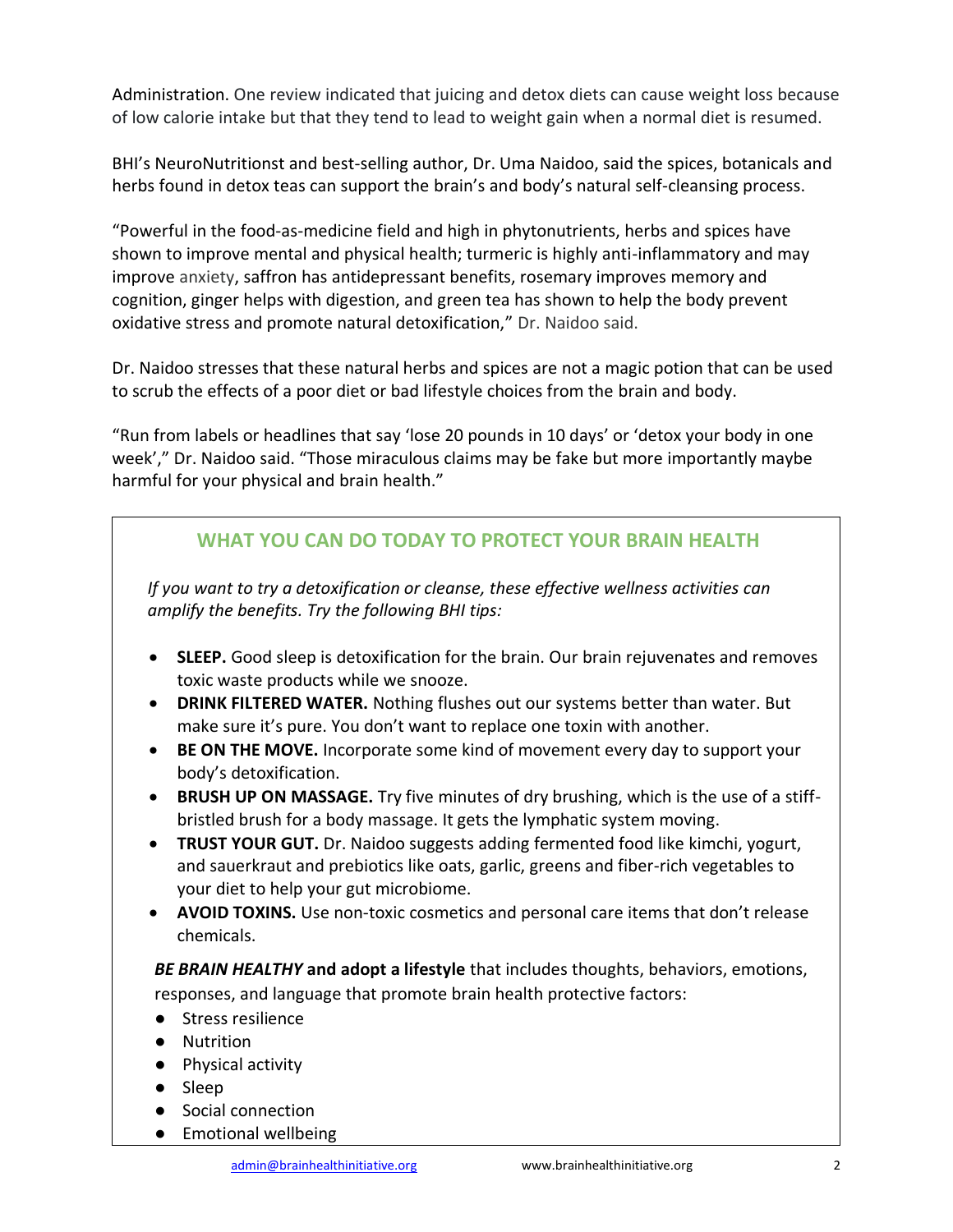Administration. One review indicated that juicing and detox diets can cause weight loss because of low calorie intake but that they tend to lead to weight gain when a normal diet is resumed.

BHI's NeuroNutritionst and best-selling author, Dr. Uma Naidoo, said the spices, botanicals and herbs found in detox teas can support the brain's and body's natural self-cleansing process.

"Powerful in the food-as-medicine field and high in phytonutrients, herbs and spices have shown to improve mental and physical health; turmeric is highly anti-inflammatory and may improve anxiety, saffron has antidepressant benefits, rosemary improves memory and cognition, ginger helps with digestion, and green tea has shown to help the body prevent oxidative stress and promote natural detoxification," Dr. Naidoo said.

Dr. Naidoo stresses that these natural herbs and spices are not a magic potion that can be used to scrub the effects of a poor diet or bad lifestyle choices from the brain and body.

"Run from labels or headlines that say 'lose 20 pounds in 10 days' or 'detox your body in one week'," Dr. Naidoo said. "Those miraculous claims may be fake but more importantly maybe harmful for your physical and brain health."

## WHAT YOU CAN DO TODAY TO PROTECT YOUR BRAIN HEALTH

*If you want to try a detoxification or cleanse, these effective wellness activities can amplify the benefits. Try the following BHI tips:*

- **SLEEP.** Good sleep is detoxification for the brain. Our brain rejuvenates and removes toxic waste products while we snooze.
- **DRINK FILTERED WATER.** Nothing flushes out our systems better than water. But make sure it's pure. You don't want to replace one toxin with another.
- **BE ON THE MOVE.** Incorporate some kind of movement every day to support your body's detoxification.
- **BRUSH UP ON MASSAGE.** Try five minutes of dry brushing, which is the use of a stiff-bristled brush for a body massage. It gets the lymphatic system moving.
- **TRUST YOUR GUT.** Dr. Naidoo suggests adding fermented food like kimchi, yogurt, and sauerkraut and prebiotics like oats, garlic, greens and fiber-rich vegetables to your diet to help your gut microbiome.
- **AVOID TOXINS.** Use non-toxic cosmetics and personal care items that don't release chemicals.

***BE BRAIN HEALTHY*** **and adopt a lifestyle** that includes thoughts, behaviors, emotions, responses, and language that promote brain health protective factors:

- Stress resilience
- Nutrition
- Physical activity
- Sleep
- Social connection
- Emotional wellbeing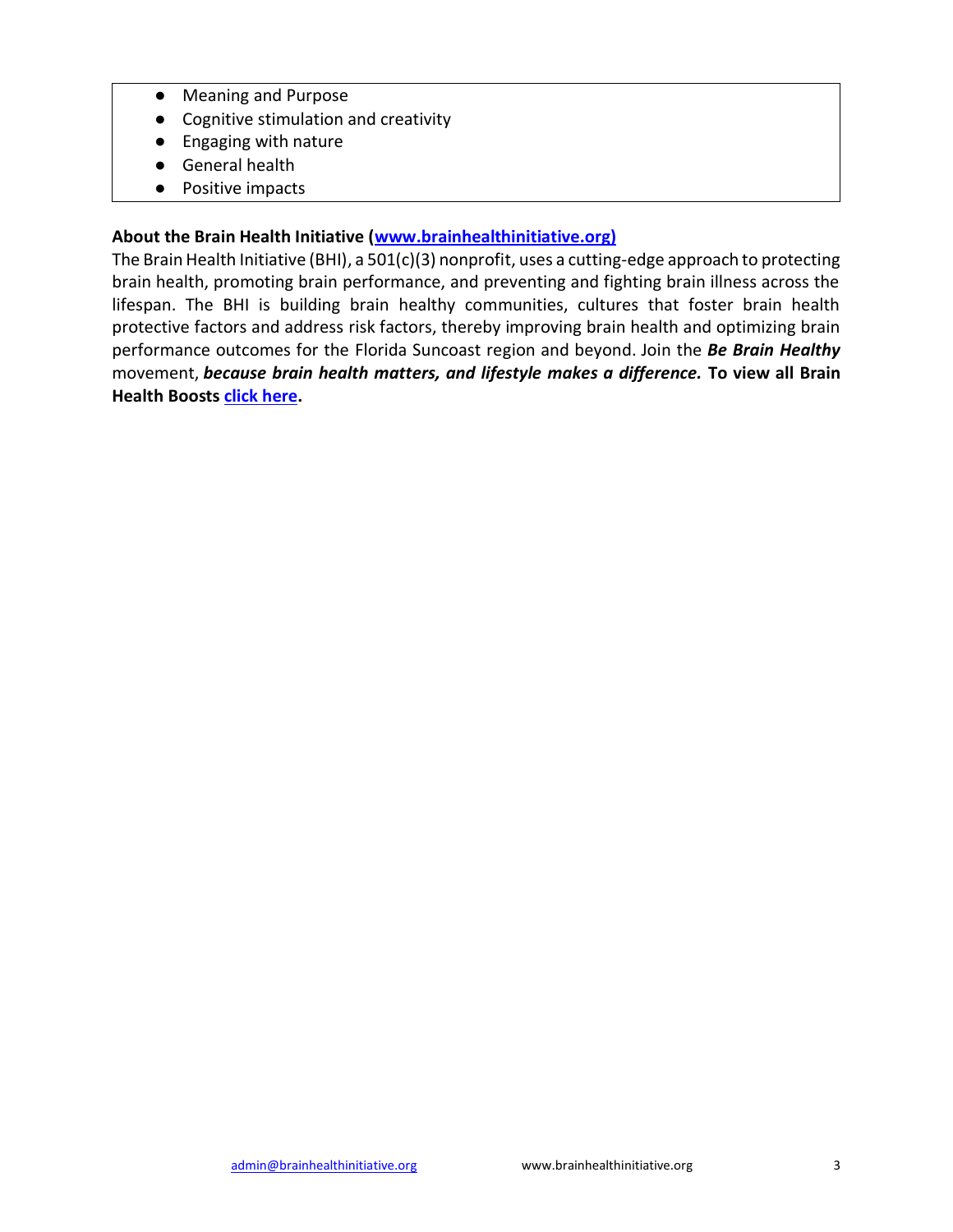- Meaning and Purpose
- Cognitive stimulation and creativity
- Engaging with nature
- General health
- Positive impacts

**About the Brain Health Initiative (www.brainhealthinitiative.org)**

The Brain Health Initiative (BHI), a 501(c)(3) nonprofit, uses a cutting-edge approach to protecting brain health, promoting brain performance, and preventing and fighting brain illness across the lifespan. The BHI is building brain healthy communities, cultures that foster brain health protective factors and address risk factors, thereby improving brain health and optimizing brain performance outcomes for the Florida Suncoast region and beyond. Join the ***Be Brain Healthy*** movement, ***because brain health matters, and lifestyle makes a difference.*** **To view all Brain Health Boosts click here.**